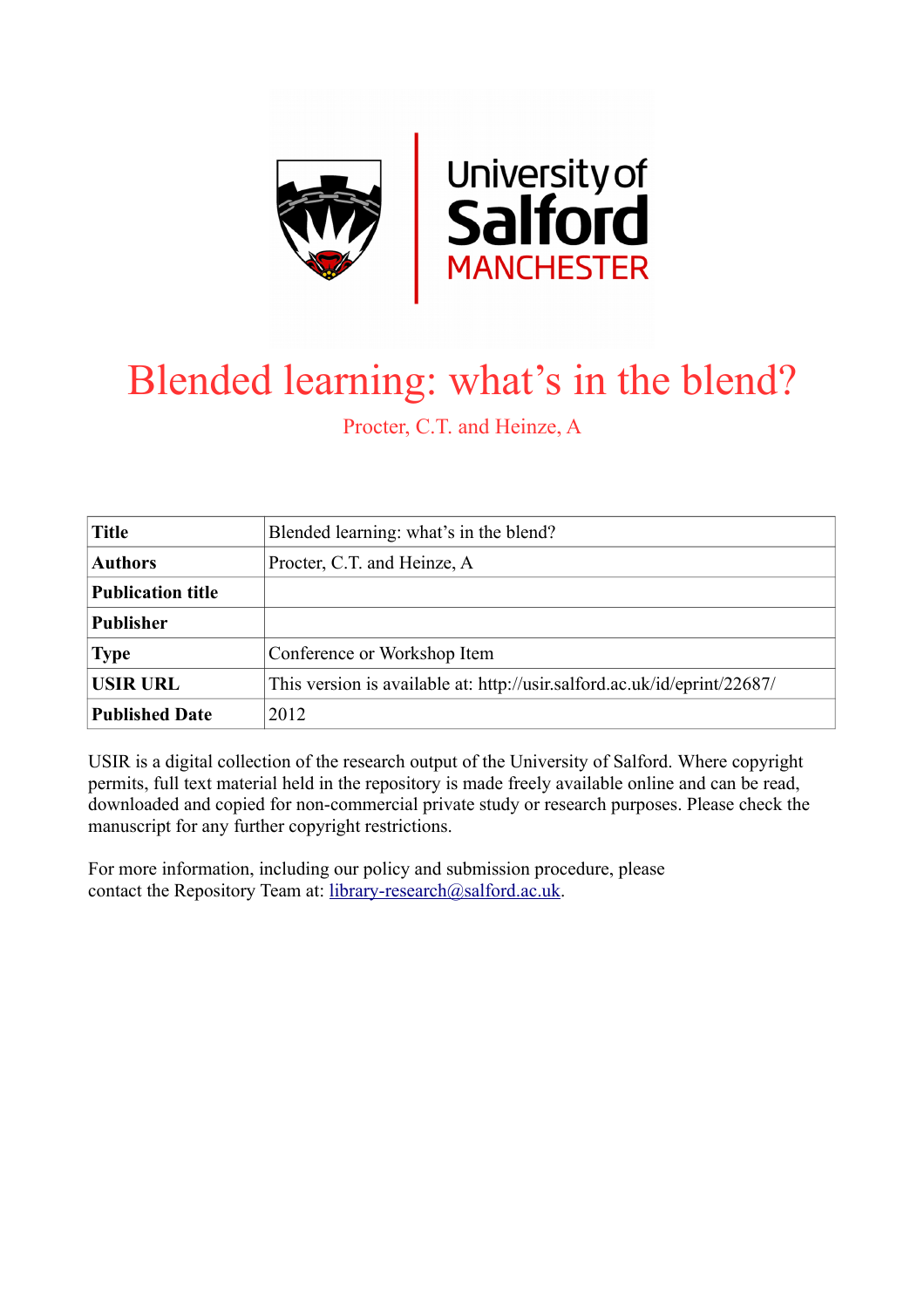# Blended learning: what's in the blend?

Procter, C.T. and Heinze, A

| Title | Blended learning: what's in the blend? |
| --- | --- |
| Authors | Procter, C.T. and Heinze, A |
| Publication title | |
| Publisher | |
| Type | Conference or Workshop Item |
| USIR URL | This version is available at: http://usir.salford.ac.uk/id/eprint/22687/ |
| Published Date | 2012 |

USIR is a digital collection of the research output of the University of Salford. Where copyright permits, full text material held in the repository is made freely available online and can be read, downloaded and copied for non-commercial private study or research purposes. Please check the manuscript for any further copyright restrictions.

For more information, including our policy and submission procedure, please contact the Repository Team at: library-research@salford.ac.uk.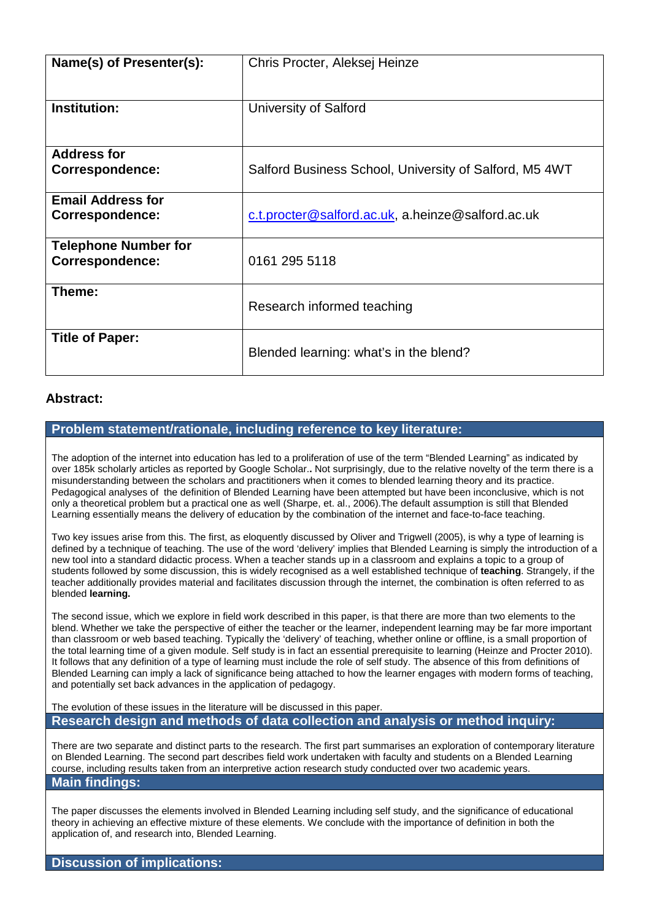| Name(s) of Presenter(s): | Chris Procter, Aleksej Heinze |
| --- | --- |
| **Institution:** | University of Salford |
| **Address for Correspondence:** | Salford Business School, University of Salford, M5 4WT |
| **Email Address for Correspondence:** | c.t.procter@salford.ac.uk, a.heinze@salford.ac.uk |
| **Telephone Number for Correspondence:** | 0161 295 5118 |
| **Theme:** | Research informed teaching |
| **Title of Paper:** | Blended learning: what's in the blend? |

## Abstract:

### Problem statement/rationale, including reference to key literature:

The adoption of the internet into education has led to a proliferation of use of the term "Blended Learning" as indicated by over 185k scholarly articles as reported by Google Scholar.**.** Not surprisingly, due to the relative novelty of the term there is a misunderstanding between the scholars and practitioners when it comes to blended learning theory and its practice. Pedagogical analyses of the definition of Blended Learning have been attempted but have been inconclusive, which is not only a theoretical problem but a practical one as well (Sharpe, et. al., 2006).The default assumption is still that Blended Learning essentially means the delivery of education by the combination of the internet and face-to-face teaching.

Two key issues arise from this. The first, as eloquently discussed by Oliver and Trigwell (2005), is why a type of learning is defined by a technique of teaching. The use of the word 'delivery' implies that Blended Learning is simply the introduction of a new tool into a standard didactic process. When a teacher stands up in a classroom and explains a topic to a group of students followed by some discussion, this is widely recognised as a well established technique of **teaching**. Strangely, if the teacher additionally provides material and facilitates discussion through the internet, the combination is often referred to as blended **learning.**

The second issue, which we explore in field work described in this paper, is that there are more than two elements to the blend. Whether we take the perspective of either the teacher or the learner, independent learning may be far more important than classroom or web based teaching. Typically the 'delivery' of teaching, whether online or offline, is a small proportion of the total learning time of a given module. Self study is in fact an essential prerequisite to learning (Heinze and Procter 2010). It follows that any definition of a type of learning must include the role of self study. The absence of this from definitions of Blended Learning can imply a lack of significance being attached to how the learner engages with modern forms of teaching, and potentially set back advances in the application of pedagogy.

The evolution of these issues in the literature will be discussed in this paper.

### Research design and methods of data collection and analysis or method inquiry:

There are two separate and distinct parts to the research. The first part summarises an exploration of contemporary literature on Blended Learning. The second part describes field work undertaken with faculty and students on a Blended Learning course, including results taken from an interpretive action research study conducted over two academic years.

### Main findings:

The paper discusses the elements involved in Blended Learning including self study, and the significance of educational theory in achieving an effective mixture of these elements. We conclude with the importance of definition in both the application of, and research into, Blended Learning.

### Discussion of implications: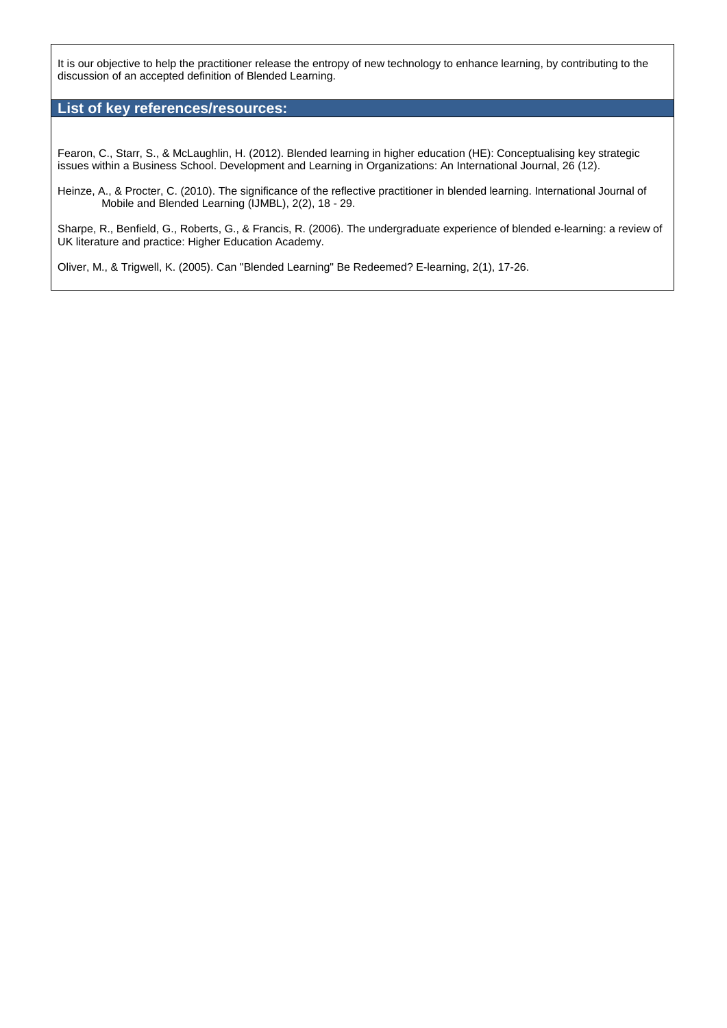It is our objective to help the practitioner release the entropy of new technology to enhance learning, by contributing to the discussion of an accepted definition of Blended Learning.

## List of key references/resources:

Fearon, C., Starr, S., & McLaughlin, H. (2012). Blended learning in higher education (HE): Conceptualising key strategic issues within a Business School. Development and Learning in Organizations: An International Journal, 26 (12).

Heinze, A., & Procter, C. (2010). The significance of the reflective practitioner in blended learning. International Journal of Mobile and Blended Learning (IJMBL), 2(2), 18 - 29.

Sharpe, R., Benfield, G., Roberts, G., & Francis, R. (2006). The undergraduate experience of blended e-learning: a review of UK literature and practice: Higher Education Academy.

Oliver, M., & Trigwell, K. (2005). Can "Blended Learning" Be Redeemed? E-learning, 2(1), 17-26.